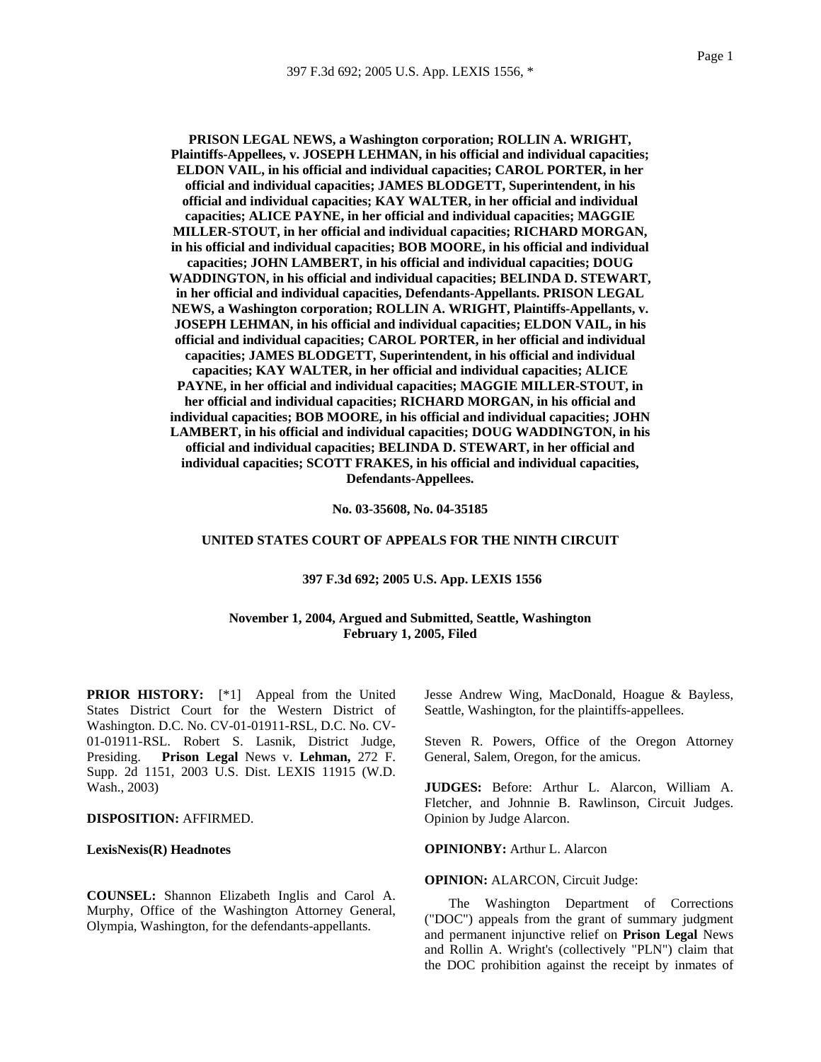**PRISON LEGAL NEWS, a Washington corporation; ROLLIN A. WRIGHT, Plaintiffs-Appellees, v. JOSEPH LEHMAN, in his official and individual capacities; ELDON VAIL, in his official and individual capacities; CAROL PORTER, in her official and individual capacities; JAMES BLODGETT, Superintendent, in his official and individual capacities; KAY WALTER, in her official and individual capacities; ALICE PAYNE, in her official and individual capacities; MAGGIE MILLER-STOUT, in her official and individual capacities; RICHARD MORGAN, in his official and individual capacities; BOB MOORE, in his official and individual capacities; JOHN LAMBERT, in his official and individual capacities; DOUG WADDINGTON, in his official and individual capacities; BELINDA D. STEWART, in her official and individual capacities, Defendants-Appellants. PRISON LEGAL NEWS, a Washington corporation; ROLLIN A. WRIGHT, Plaintiffs-Appellants, v. JOSEPH LEHMAN, in his official and individual capacities; ELDON VAIL, in his official and individual capacities; CAROL PORTER, in her official and individual capacities; JAMES BLODGETT, Superintendent, in his official and individual capacities; KAY WALTER, in her official and individual capacities; ALICE PAYNE, in her official and individual capacities; MAGGIE MILLER-STOUT, in her official and individual capacities; RICHARD MORGAN, in his official and individual capacities; BOB MOORE, in his official and individual capacities; JOHN LAMBERT, in his official and individual capacities; DOUG WADDINGTON, in his official and individual capacities; BELINDA D. STEWART, in her official and individual capacities; SCOTT FRAKES, in his official and individual capacities, Defendants-Appellees.**

**No. 03-35608, No. 04-35185**

**UNITED STATES COURT OF APPEALS FOR THE NINTH CIRCUIT**

**397 F.3d 692; 2005 U.S. App. LEXIS 1556**

**November 1, 2004, Argued and Submitted, Seattle, Washington**
**February 1, 2005, Filed**

**PRIOR HISTORY:** [*1] Appeal from the United States District Court for the Western District of Washington. D.C. No. CV-01-01911-RSL, D.C. No. CV-01-01911-RSL. Robert S. Lasnik, District Judge, Presiding. **Prison Legal** News v. **Lehman,** 272 F. Supp. 2d 1151, 2003 U.S. Dist. LEXIS 11915 (W.D. Wash., 2003)

**DISPOSITION:** AFFIRMED.

**LexisNexis(R) Headnotes**

**COUNSEL:** Shannon Elizabeth Inglis and Carol A. Murphy, Office of the Washington Attorney General, Olympia, Washington, for the defendants-appellants.

Jesse Andrew Wing, MacDonald, Hoague & Bayless, Seattle, Washington, for the plaintiffs-appellees.

Steven R. Powers, Office of the Oregon Attorney General, Salem, Oregon, for the amicus.

**JUDGES:** Before: Arthur L. Alarcon, William A. Fletcher, and Johnnie B. Rawlinson, Circuit Judges. Opinion by Judge Alarcon.

**OPINIONBY:** Arthur L. Alarcon

**OPINION:** ALARCON, Circuit Judge:

The Washington Department of Corrections ("DOC") appeals from the grant of summary judgment and permanent injunctive relief on **Prison Legal** News and Rollin A. Wright's (collectively "PLN") claim that the DOC prohibition against the receipt by inmates of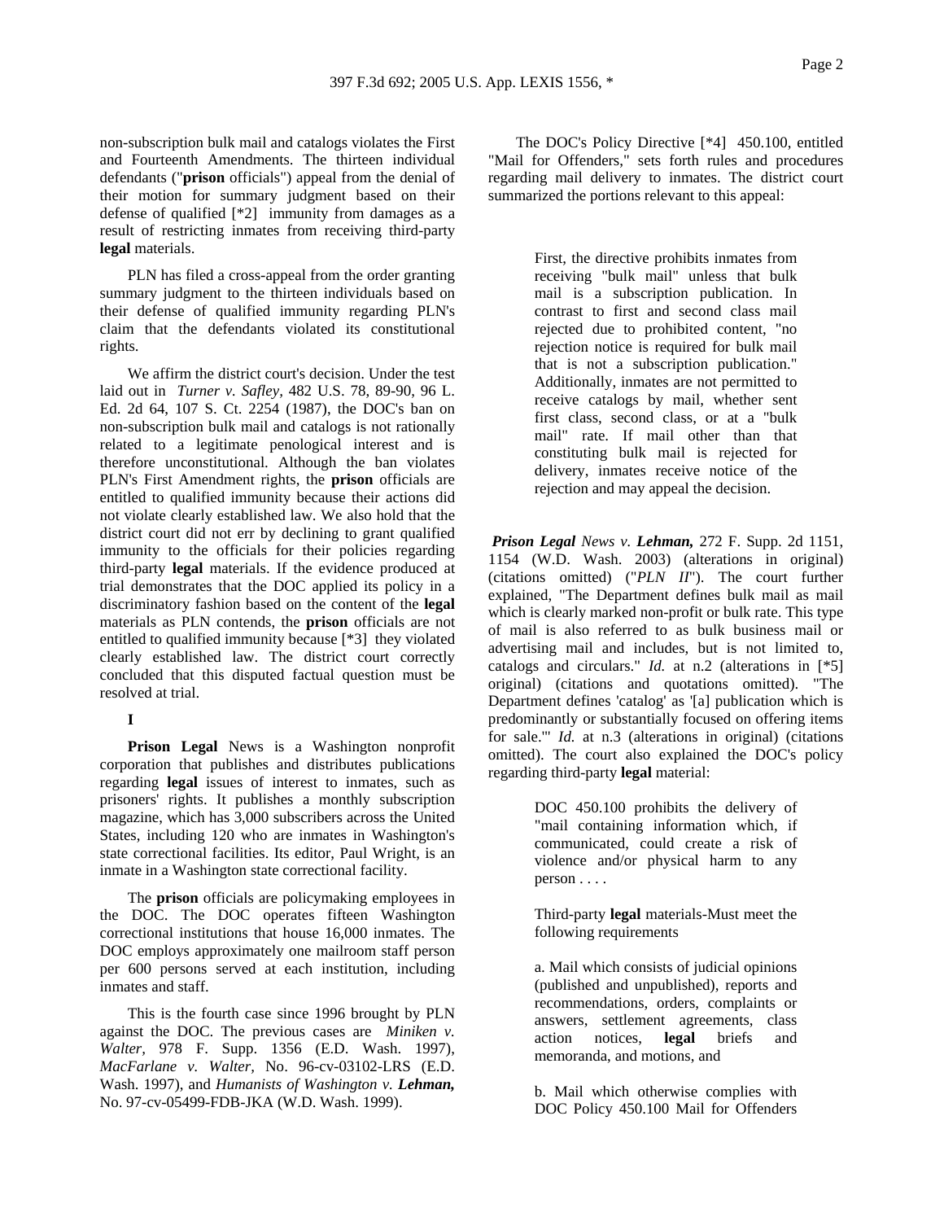non-subscription bulk mail and catalogs violates the First and Fourteenth Amendments. The thirteen individual defendants ("**prison** officials") appeal from the denial of their motion for summary judgment based on their defense of qualified [*2] immunity from damages as a result of restricting inmates from receiving third-party **legal** materials.

PLN has filed a cross-appeal from the order granting summary judgment to the thirteen individuals based on their defense of qualified immunity regarding PLN's claim that the defendants violated its constitutional rights.

We affirm the district court's decision. Under the test laid out in *Turner v. Safley*, 482 U.S. 78, 89-90, 96 L. Ed. 2d 64, 107 S. Ct. 2254 (1987), the DOC's ban on non-subscription bulk mail and catalogs is not rationally related to a legitimate penological interest and is therefore unconstitutional. Although the ban violates PLN's First Amendment rights, the **prison** officials are entitled to qualified immunity because their actions did not violate clearly established law. We also hold that the district court did not err by declining to grant qualified immunity to the officials for their policies regarding third-party **legal** materials. If the evidence produced at trial demonstrates that the DOC applied its policy in a discriminatory fashion based on the content of the **legal** materials as PLN contends, the **prison** officials are not entitled to qualified immunity because [*3] they violated clearly established law. The district court correctly concluded that this disputed factual question must be resolved at trial.

## I

**Prison Legal** News is a Washington nonprofit corporation that publishes and distributes publications regarding **legal** issues of interest to inmates, such as prisoners' rights. It publishes a monthly subscription magazine, which has 3,000 subscribers across the United States, including 120 who are inmates in Washington's state correctional facilities. Its editor, Paul Wright, is an inmate in a Washington state correctional facility.

The **prison** officials are policymaking employees in the DOC. The DOC operates fifteen Washington correctional institutions that house 16,000 inmates. The DOC employs approximately one mailroom staff person per 600 persons served at each institution, including inmates and staff.

This is the fourth case since 1996 brought by PLN against the DOC. The previous cases are *Miniken v. Walter*, 978 F. Supp. 1356 (E.D. Wash. 1997), *MacFarlane v. Walter*, No. 96-cv-03102-LRS (E.D. Wash. 1997), and *Humanists of Washington v. **Lehman**,* No. 97-cv-05499-FDB-JKA (W.D. Wash. 1999).

The DOC's Policy Directive [*4] 450.100, entitled "Mail for Offenders," sets forth rules and procedures regarding mail delivery to inmates. The district court summarized the portions relevant to this appeal:

> First, the directive prohibits inmates from receiving "bulk mail" unless that bulk mail is a subscription publication. In contrast to first and second class mail rejected due to prohibited content, "no rejection notice is required for bulk mail that is not a subscription publication." Additionally, inmates are not permitted to receive catalogs by mail, whether sent first class, second class, or at a "bulk mail" rate. If mail other than that constituting bulk mail is rejected for delivery, inmates receive notice of the rejection and may appeal the decision.

***Prison Legal** News v. **Lehman**,* 272 F. Supp. 2d 1151, 1154 (W.D. Wash. 2003) (alterations in original) (citations omitted) ("*PLN II*"). The court further explained, "The Department defines bulk mail as mail which is clearly marked non-profit or bulk rate. This type of mail is also referred to as bulk business mail or advertising mail and includes, but is not limited to, catalogs and circulars." *Id.* at n.2 (alterations in [*5] original) (citations and quotations omitted). "The Department defines 'catalog' as '[a] publication which is predominantly or substantially focused on offering items for sale.'" *Id.* at n.3 (alterations in original) (citations omitted). The court also explained the DOC's policy regarding third-party **legal** material:

> DOC 450.100 prohibits the delivery of "mail containing information which, if communicated, could create a risk of violence and/or physical harm to any person . . . .
>
> Third-party **legal** materials-Must meet the following requirements
>
> a. Mail which consists of judicial opinions (published and unpublished), reports and recommendations, orders, complaints or answers, settlement agreements, class action notices, **legal** briefs and memoranda, and motions, and
>
> b. Mail which otherwise complies with DOC Policy 450.100 Mail for Offenders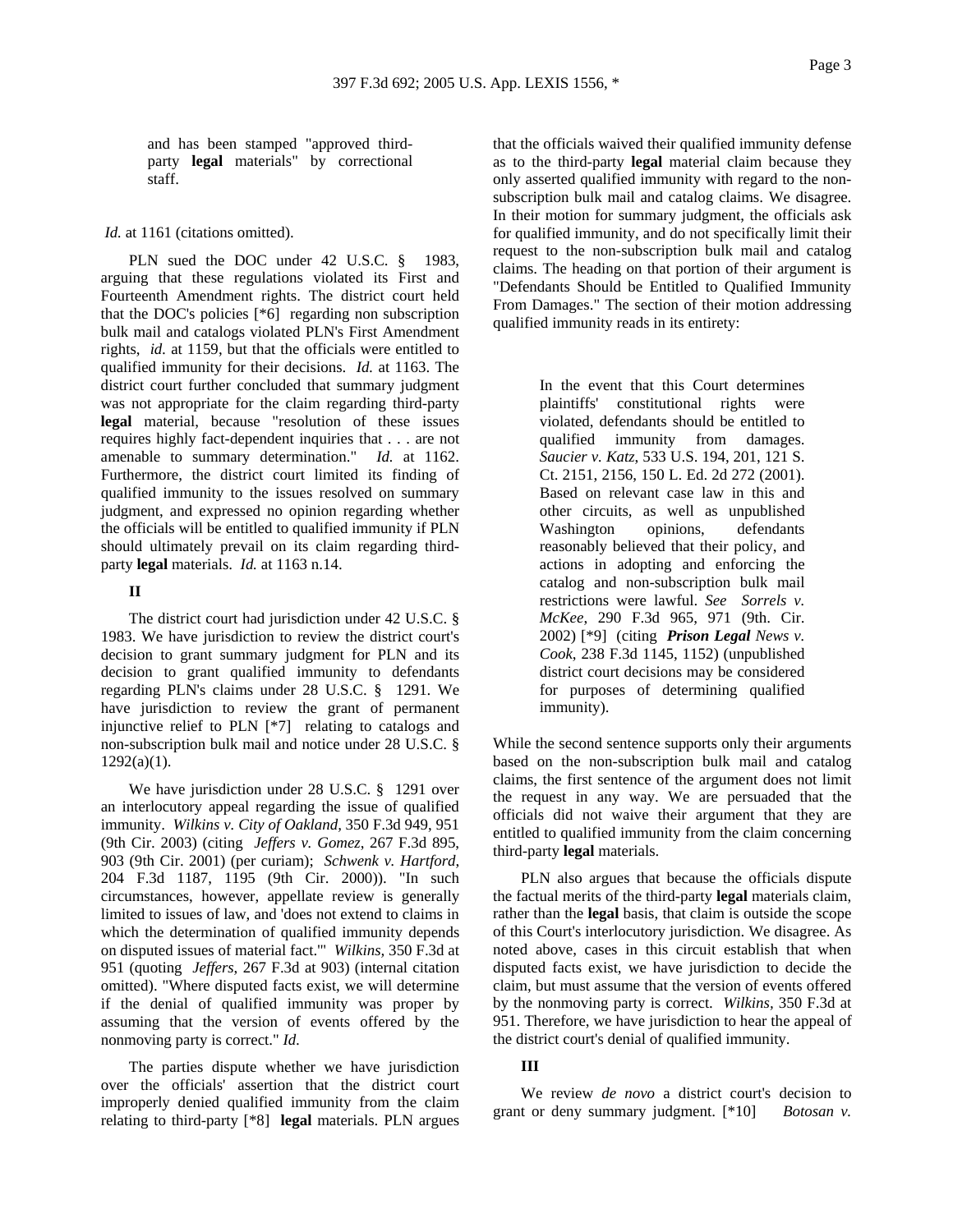> and has been stamped "approved third-party **legal** materials" by correctional staff.

*Id.* at 1161 (citations omitted).

PLN sued the DOC under 42 U.S.C. § 1983, arguing that these regulations violated its First and Fourteenth Amendment rights. The district court held that the DOC's policies [*6] regarding non subscription bulk mail and catalogs violated PLN's First Amendment rights, *id.* at 1159, but that the officials were entitled to qualified immunity for their decisions. *Id.* at 1163. The district court further concluded that summary judgment was not appropriate for the claim regarding third-party **legal** material, because "resolution of these issues requires highly fact-dependent inquiries that . . . are not amenable to summary determination." *Id.* at 1162. Furthermore, the district court limited its finding of qualified immunity to the issues resolved on summary judgment, and expressed no opinion regarding whether the officials will be entitled to qualified immunity if PLN should ultimately prevail on its claim regarding third-party **legal** materials. *Id.* at 1163 n.14.

**II**

The district court had jurisdiction under 42 U.S.C. § 1983. We have jurisdiction to review the district court's decision to grant summary judgment for PLN and its decision to grant qualified immunity to defendants regarding PLN's claims under 28 U.S.C. § 1291. We have jurisdiction to review the grant of permanent injunctive relief to PLN [*7] relating to catalogs and non-subscription bulk mail and notice under 28 U.S.C. § 1292(a)(1).

We have jurisdiction under 28 U.S.C. § 1291 over an interlocutory appeal regarding the issue of qualified immunity. *Wilkins v. City of Oakland*, 350 F.3d 949, 951 (9th Cir. 2003) (citing *Jeffers v. Gomez*, 267 F.3d 895, 903 (9th Cir. 2001) (per curiam); *Schwenk v. Hartford*, 204 F.3d 1187, 1195 (9th Cir. 2000)). "In such circumstances, however, appellate review is generally limited to issues of law, and 'does not extend to claims in which the determination of qualified immunity depends on disputed issues of material fact.'" *Wilkins*, 350 F.3d at 951 (quoting *Jeffers*, 267 F.3d at 903) (internal citation omitted). "Where disputed facts exist, we will determine if the denial of qualified immunity was proper by assuming that the version of events offered by the nonmoving party is correct." *Id.*

The parties dispute whether we have jurisdiction over the officials' assertion that the district court improperly denied qualified immunity from the claim relating to third-party [*8] **legal** materials. PLN argues that the officials waived their qualified immunity defense as to the third-party **legal** material claim because they only asserted qualified immunity with regard to the non-subscription bulk mail and catalog claims. We disagree. In their motion for summary judgment, the officials ask for qualified immunity, and do not specifically limit their request to the non-subscription bulk mail and catalog claims. The heading on that portion of their argument is "Defendants Should be Entitled to Qualified Immunity From Damages." The section of their motion addressing qualified immunity reads in its entirety:

> In the event that this Court determines plaintiffs' constitutional rights were violated, defendants should be entitled to qualified immunity from damages. *Saucier v. Katz*, 533 U.S. 194, 201, 121 S. Ct. 2151, 2156, 150 L. Ed. 2d 272 (2001). Based on relevant case law in this and other circuits, as well as unpublished Washington opinions, defendants reasonably believed that their policy, and actions in adopting and enforcing the catalog and non-subscription bulk mail restrictions were lawful. *See Sorrels v. McKee*, 290 F.3d 965, 971 (9th. Cir. 2002) [*9] (citing ***Prison Legal** News v. Cook*, 238 F.3d 1145, 1152) (unpublished district court decisions may be considered for purposes of determining qualified immunity).

While the second sentence supports only their arguments based on the non-subscription bulk mail and catalog claims, the first sentence of the argument does not limit the request in any way. We are persuaded that the officials did not waive their argument that they are entitled to qualified immunity from the claim concerning third-party **legal** materials.

PLN also argues that because the officials dispute the factual merits of the third-party **legal** materials claim, rather than the **legal** basis, that claim is outside the scope of this Court's interlocutory jurisdiction. We disagree. As noted above, cases in this circuit establish that when disputed facts exist, we have jurisdiction to decide the claim, but must assume that the version of events offered by the nonmoving party is correct. *Wilkins*, 350 F.3d at 951. Therefore, we have jurisdiction to hear the appeal of the district court's denial of qualified immunity.

**III**

We review *de novo* a district court's decision to grant or deny summary judgment. [*10] *Botosan v.*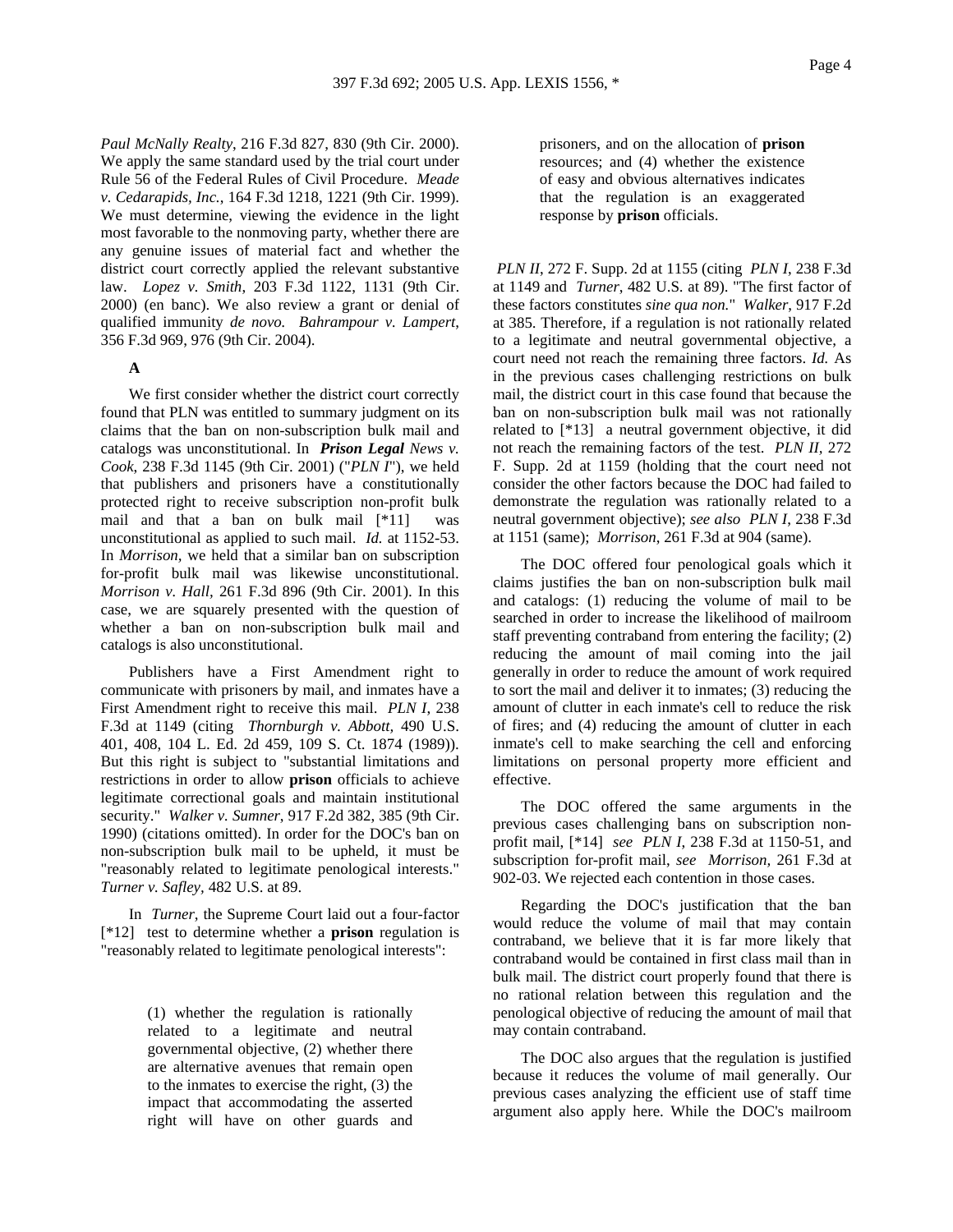*Paul McNally Realty*, 216 F.3d 827, 830 (9th Cir. 2000). We apply the same standard used by the trial court under Rule 56 of the Federal Rules of Civil Procedure. *Meade v. Cedarapids, Inc.*, 164 F.3d 1218, 1221 (9th Cir. 1999). We must determine, viewing the evidence in the light most favorable to the nonmoving party, whether there are any genuine issues of material fact and whether the district court correctly applied the relevant substantive law. *Lopez v. Smith*, 203 F.3d 1122, 1131 (9th Cir. 2000) (en banc). We also review a grant or denial of qualified immunity *de novo. Bahrampour v. Lampert*, 356 F.3d 969, 976 (9th Cir. 2004).

**A**

We first consider whether the district court correctly found that PLN was entitled to summary judgment on its claims that the ban on non-subscription bulk mail and catalogs was unconstitutional. In ***Prison Legal*** *News v. Cook*, 238 F.3d 1145 (9th Cir. 2001) ("*PLN I*"), we held that publishers and prisoners have a constitutionally protected right to receive subscription non-profit bulk mail and that a ban on bulk mail [*11] was unconstitutional as applied to such mail. *Id.* at 1152-53. In *Morrison*, we held that a similar ban on subscription for-profit bulk mail was likewise unconstitutional. *Morrison v. Hall*, 261 F.3d 896 (9th Cir. 2001). In this case, we are squarely presented with the question of whether a ban on non-subscription bulk mail and catalogs is also unconstitutional.

Publishers have a First Amendment right to communicate with prisoners by mail, and inmates have a First Amendment right to receive this mail. *PLN I*, 238 F.3d at 1149 (citing *Thornburgh v. Abbott*, 490 U.S. 401, 408, 104 L. Ed. 2d 459, 109 S. Ct. 1874 (1989)). But this right is subject to "substantial limitations and restrictions in order to allow **prison** officials to achieve legitimate correctional goals and maintain institutional security." *Walker v. Sumner*, 917 F.2d 382, 385 (9th Cir. 1990) (citations omitted). In order for the DOC's ban on non-subscription bulk mail to be upheld, it must be "reasonably related to legitimate penological interests." *Turner v. Safley*, 482 U.S. at 89.

In *Turner*, the Supreme Court laid out a four-factor [*12] test to determine whether a **prison** regulation is "reasonably related to legitimate penological interests":

> (1) whether the regulation is rationally related to a legitimate and neutral governmental objective, (2) whether there are alternative avenues that remain open to the inmates to exercise the right, (3) the impact that accommodating the asserted right will have on other guards and prisoners, and on the allocation of **prison** resources; and (4) whether the existence of easy and obvious alternatives indicates that the regulation is an exaggerated response by **prison** officials.

*PLN II*, 272 F. Supp. 2d at 1155 (citing *PLN I*, 238 F.3d at 1149 and *Turner*, 482 U.S. at 89). "The first factor of these factors constitutes *sine qua non.*" *Walker*, 917 F.2d at 385. Therefore, if a regulation is not rationally related to a legitimate and neutral governmental objective, a court need not reach the remaining three factors. *Id.* As in the previous cases challenging restrictions on bulk mail, the district court in this case found that because the ban on non-subscription bulk mail was not rationally related to [*13] a neutral government objective, it did not reach the remaining factors of the test. *PLN II*, 272 F. Supp. 2d at 1159 (holding that the court need not consider the other factors because the DOC had failed to demonstrate the regulation was rationally related to a neutral government objective); *see also PLN I*, 238 F.3d at 1151 (same); *Morrison*, 261 F.3d at 904 (same).

The DOC offered four penological goals which it claims justifies the ban on non-subscription bulk mail and catalogs: (1) reducing the volume of mail to be searched in order to increase the likelihood of mailroom staff preventing contraband from entering the facility; (2) reducing the amount of mail coming into the jail generally in order to reduce the amount of work required to sort the mail and deliver it to inmates; (3) reducing the amount of clutter in each inmate's cell to reduce the risk of fires; and (4) reducing the amount of clutter in each inmate's cell to make searching the cell and enforcing limitations on personal property more efficient and effective.

The DOC offered the same arguments in the previous cases challenging bans on subscription non-profit mail, [*14] *see PLN I*, 238 F.3d at 1150-51, and subscription for-profit mail, *see Morrison*, 261 F.3d at 902-03. We rejected each contention in those cases.

Regarding the DOC's justification that the ban would reduce the volume of mail that may contain contraband, we believe that it is far more likely that contraband would be contained in first class mail than in bulk mail. The district court properly found that there is no rational relation between this regulation and the penological objective of reducing the amount of mail that may contain contraband.

The DOC also argues that the regulation is justified because it reduces the volume of mail generally. Our previous cases analyzing the efficient use of staff time argument also apply here. While the DOC's mailroom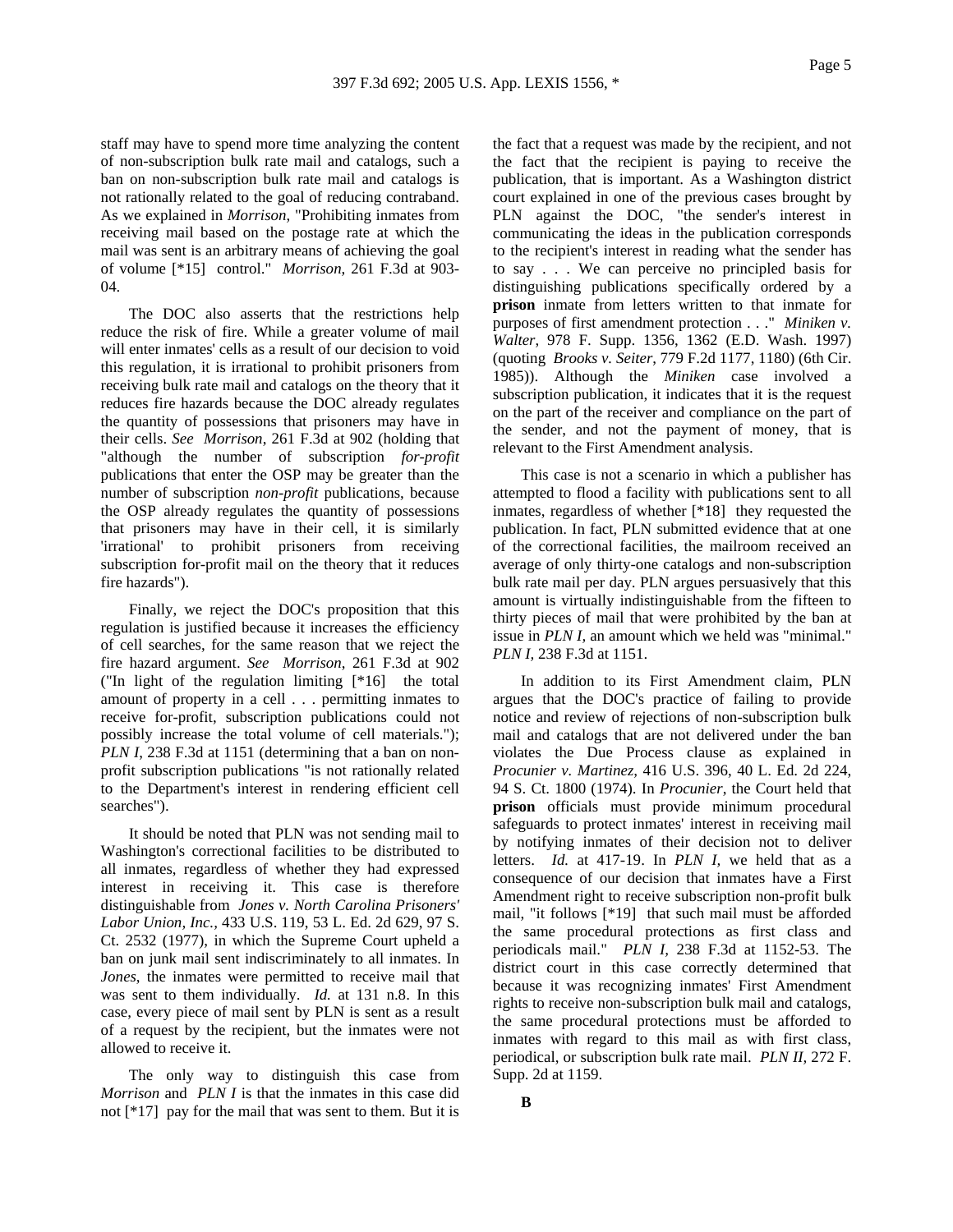staff may have to spend more time analyzing the content of non-subscription bulk rate mail and catalogs, such a ban on non-subscription bulk rate mail and catalogs is not rationally related to the goal of reducing contraband. As we explained in *Morrison*, "Prohibiting inmates from receiving mail based on the postage rate at which the mail was sent is an arbitrary means of achieving the goal of volume [*15] control." *Morrison*, 261 F.3d at 903-04.

The DOC also asserts that the restrictions help reduce the risk of fire. While a greater volume of mail will enter inmates' cells as a result of our decision to void this regulation, it is irrational to prohibit prisoners from receiving bulk rate mail and catalogs on the theory that it reduces fire hazards because the DOC already regulates the quantity of possessions that prisoners may have in their cells. *See Morrison*, 261 F.3d at 902 (holding that "although the number of subscription *for-profit* publications that enter the OSP may be greater than the number of subscription *non-profit* publications, because the OSP already regulates the quantity of possessions that prisoners may have in their cell, it is similarly 'irrational' to prohibit prisoners from receiving subscription for-profit mail on the theory that it reduces fire hazards").

Finally, we reject the DOC's proposition that this regulation is justified because it increases the efficiency of cell searches, for the same reason that we reject the fire hazard argument. *See Morrison*, 261 F.3d at 902 ("In light of the regulation limiting [*16] the total amount of property in a cell . . . permitting inmates to receive for-profit, subscription publications could not possibly increase the total volume of cell materials."); *PLN I*, 238 F.3d at 1151 (determining that a ban on non-profit subscription publications "is not rationally related to the Department's interest in rendering efficient cell searches").

It should be noted that PLN was not sending mail to Washington's correctional facilities to be distributed to all inmates, regardless of whether they had expressed interest in receiving it. This case is therefore distinguishable from *Jones v. North Carolina Prisoners' Labor Union, Inc.*, 433 U.S. 119, 53 L. Ed. 2d 629, 97 S. Ct. 2532 (1977), in which the Supreme Court upheld a ban on junk mail sent indiscriminately to all inmates. In *Jones*, the inmates were permitted to receive mail that was sent to them individually. *Id.* at 131 n.8. In this case, every piece of mail sent by PLN is sent as a result of a request by the recipient, but the inmates were not allowed to receive it.

The only way to distinguish this case from *Morrison* and *PLN I* is that the inmates in this case did not [*17] pay for the mail that was sent to them. But it is the fact that a request was made by the recipient, and not the fact that the recipient is paying to receive the publication, that is important. As a Washington district court explained in one of the previous cases brought by PLN against the DOC, "the sender's interest in communicating the ideas in the publication corresponds to the recipient's interest in reading what the sender has to say . . . We can perceive no principled basis for distinguishing publications specifically ordered by a **prison** inmate from letters written to that inmate for purposes of first amendment protection . . ." *Miniken v. Walter*, 978 F. Supp. 1356, 1362 (E.D. Wash. 1997) (quoting *Brooks v. Seiter*, 779 F.2d 1177, 1180) (6th Cir. 1985)). Although the *Miniken* case involved a subscription publication, it indicates that it is the request on the part of the receiver and compliance on the part of the sender, and not the payment of money, that is relevant to the First Amendment analysis.

This case is not a scenario in which a publisher has attempted to flood a facility with publications sent to all inmates, regardless of whether [*18] they requested the publication. In fact, PLN submitted evidence that at one of the correctional facilities, the mailroom received an average of only thirty-one catalogs and non-subscription bulk rate mail per day. PLN argues persuasively that this amount is virtually indistinguishable from the fifteen to thirty pieces of mail that were prohibited by the ban at issue in *PLN I*, an amount which we held was "minimal." *PLN I*, 238 F.3d at 1151.

In addition to its First Amendment claim, PLN argues that the DOC's practice of failing to provide notice and review of rejections of non-subscription bulk mail and catalogs that are not delivered under the ban violates the Due Process clause as explained in *Procunier v. Martinez*, 416 U.S. 396, 40 L. Ed. 2d 224, 94 S. Ct. 1800 (1974). In *Procunier*, the Court held that **prison** officials must provide minimum procedural safeguards to protect inmates' interest in receiving mail by notifying inmates of their decision not to deliver letters. *Id.* at 417-19. In *PLN I*, we held that as a consequence of our decision that inmates have a First Amendment right to receive subscription non-profit bulk mail, "it follows [*19] that such mail must be afforded the same procedural protections as first class and periodicals mail." *PLN I*, 238 F.3d at 1152-53. The district court in this case correctly determined that because it was recognizing inmates' First Amendment rights to receive non-subscription bulk mail and catalogs, the same procedural protections must be afforded to inmates with regard to this mail as with first class, periodical, or subscription bulk rate mail. *PLN II*, 272 F. Supp. 2d at 1159.

**B**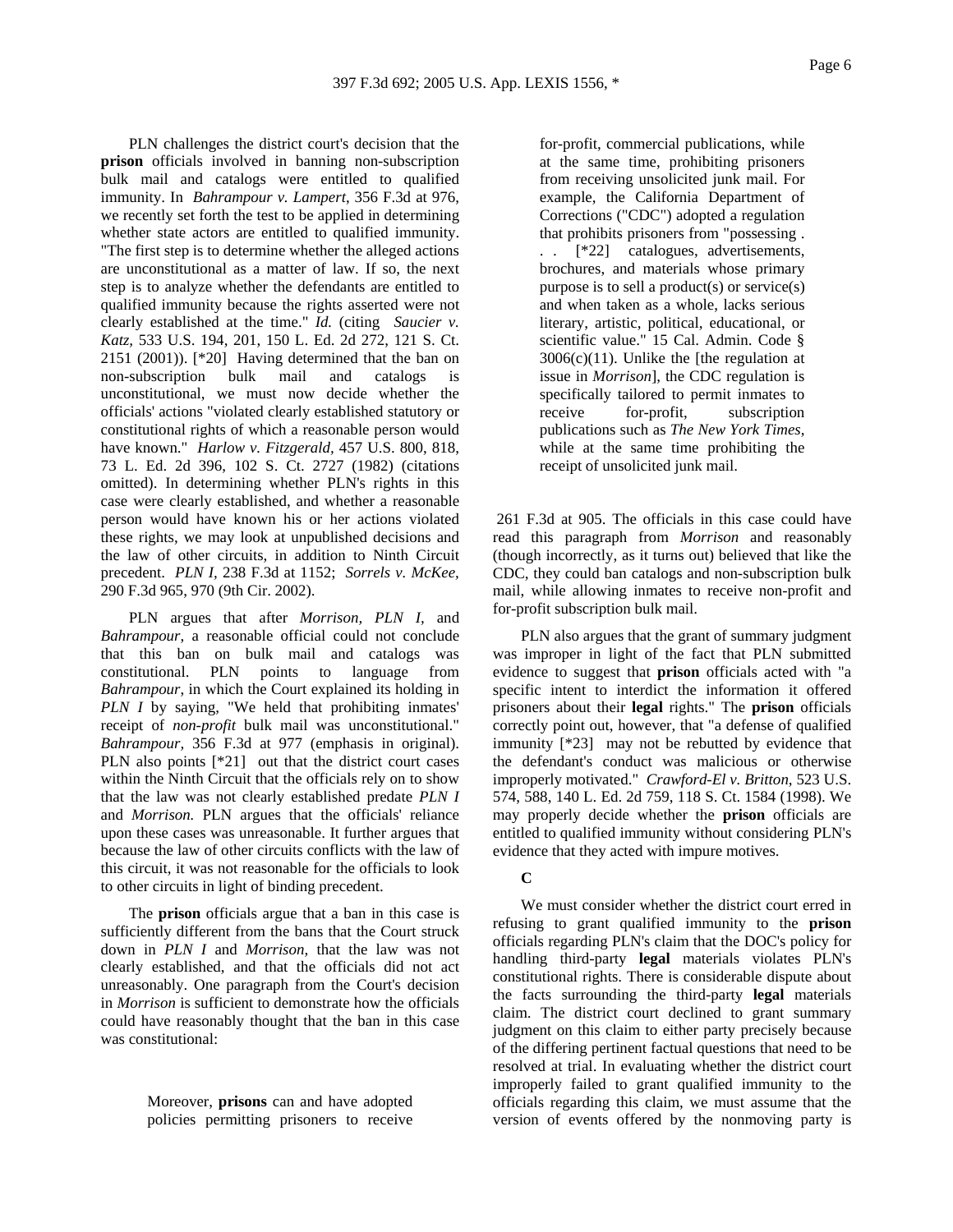PLN challenges the district court's decision that the **prison** officials involved in banning non-subscription bulk mail and catalogs were entitled to qualified immunity. In *Bahrampour v. Lampert*, 356 F.3d at 976, we recently set forth the test to be applied in determining whether state actors are entitled to qualified immunity. "The first step is to determine whether the alleged actions are unconstitutional as a matter of law. If so, the next step is to analyze whether the defendants are entitled to qualified immunity because the rights asserted were not clearly established at the time." *Id.* (citing *Saucier v. Katz*, 533 U.S. 194, 201, 150 L. Ed. 2d 272, 121 S. Ct. 2151 (2001)). [*20] Having determined that the ban on non-subscription bulk mail and catalogs is unconstitutional, we must now decide whether the officials' actions "violated clearly established statutory or constitutional rights of which a reasonable person would have known." *Harlow v. Fitzgerald*, 457 U.S. 800, 818, 73 L. Ed. 2d 396, 102 S. Ct. 2727 (1982) (citations omitted). In determining whether PLN's rights in this case were clearly established, and whether a reasonable person would have known his or her actions violated these rights, we may look at unpublished decisions and the law of other circuits, in addition to Ninth Circuit precedent. *PLN I*, 238 F.3d at 1152; *Sorrels v. McKee*, 290 F.3d 965, 970 (9th Cir. 2002).

PLN argues that after *Morrison*, *PLN I*, and *Bahrampour*, a reasonable official could not conclude that this ban on bulk mail and catalogs was constitutional. PLN points to language from *Bahrampour*, in which the Court explained its holding in *PLN I* by saying, "We held that prohibiting inmates' receipt of *non-profit* bulk mail was unconstitutional." *Bahrampour*, 356 F.3d at 977 (emphasis in original). PLN also points [*21] out that the district court cases within the Ninth Circuit that the officials rely on to show that the law was not clearly established predate *PLN I* and *Morrison.* PLN argues that the officials' reliance upon these cases was unreasonable. It further argues that because the law of other circuits conflicts with the law of this circuit, it was not reasonable for the officials to look to other circuits in light of binding precedent.

The **prison** officials argue that a ban in this case is sufficiently different from the bans that the Court struck down in *PLN I* and *Morrison*, that the law was not clearly established, and that the officials did not act unreasonably. One paragraph from the Court's decision in *Morrison* is sufficient to demonstrate how the officials could have reasonably thought that the ban in this case was constitutional:

> Moreover, **prisons** can and have adopted policies permitting prisoners to receive for-profit, commercial publications, while at the same time, prohibiting prisoners from receiving unsolicited junk mail. For example, the California Department of Corrections ("CDC") adopted a regulation that prohibits prisoners from "possessing . . . [*22] catalogues, advertisements, brochures, and materials whose primary purpose is to sell a product(s) or service(s) and when taken as a whole, lacks serious literary, artistic, political, educational, or scientific value." 15 Cal. Admin. Code § 3006(c)(11). Unlike the [the regulation at issue in *Morrison*], the CDC regulation is specifically tailored to permit inmates to receive for-profit, subscription publications such as *The New York Times*, while at the same time prohibiting the receipt of unsolicited junk mail.

261 F.3d at 905. The officials in this case could have read this paragraph from *Morrison* and reasonably (though incorrectly, as it turns out) believed that like the CDC, they could ban catalogs and non-subscription bulk mail, while allowing inmates to receive non-profit and for-profit subscription bulk mail.

PLN also argues that the grant of summary judgment was improper in light of the fact that PLN submitted evidence to suggest that **prison** officials acted with "a specific intent to interdict the information it offered prisoners about their **legal** rights." The **prison** officials correctly point out, however, that "a defense of qualified immunity [*23] may not be rebutted by evidence that the defendant's conduct was malicious or otherwise improperly motivated." *Crawford-El v. Britton*, 523 U.S. 574, 588, 140 L. Ed. 2d 759, 118 S. Ct. 1584 (1998). We may properly decide whether the **prison** officials are entitled to qualified immunity without considering PLN's evidence that they acted with impure motives.

**C**

We must consider whether the district court erred in refusing to grant qualified immunity to the **prison** officials regarding PLN's claim that the DOC's policy for handling third-party **legal** materials violates PLN's constitutional rights. There is considerable dispute about the facts surrounding the third-party **legal** materials claim. The district court declined to grant summary judgment on this claim to either party precisely because of the differing pertinent factual questions that need to be resolved at trial. In evaluating whether the district court improperly failed to grant qualified immunity to the officials regarding this claim, we must assume that the version of events offered by the nonmoving party is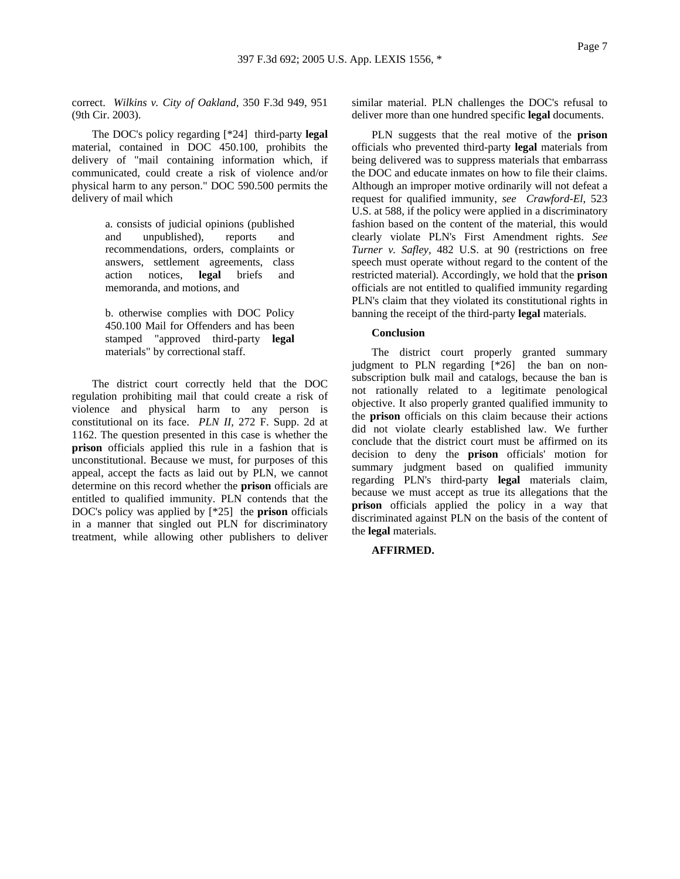correct. *Wilkins v. City of Oakland,* 350 F.3d 949, 951 (9th Cir. 2003).

The DOC's policy regarding [*24] third-party **legal** material, contained in DOC 450.100, prohibits the delivery of "mail containing information which, if communicated, could create a risk of violence and/or physical harm to any person." DOC 590.500 permits the delivery of mail which

> a. consists of judicial opinions (published and unpublished), reports and recommendations, orders, complaints or answers, settlement agreements, class action notices, **legal** briefs and memoranda, and motions, and
>
> b. otherwise complies with DOC Policy 450.100 Mail for Offenders and has been stamped "approved third-party **legal** materials" by correctional staff.

The district court correctly held that the DOC regulation prohibiting mail that could create a risk of violence and physical harm to any person is constitutional on its face. *PLN II,* 272 F. Supp. 2d at 1162. The question presented in this case is whether the **prison** officials applied this rule in a fashion that is unconstitutional. Because we must, for purposes of this appeal, accept the facts as laid out by PLN, we cannot determine on this record whether the **prison** officials are entitled to qualified immunity. PLN contends that the DOC's policy was applied by [*25] the **prison** officials in a manner that singled out PLN for discriminatory treatment, while allowing other publishers to deliver similar material. PLN challenges the DOC's refusal to deliver more than one hundred specific **legal** documents.

PLN suggests that the real motive of the **prison** officials who prevented third-party **legal** materials from being delivered was to suppress materials that embarrass the DOC and educate inmates on how to file their claims. Although an improper motive ordinarily will not defeat a request for qualified immunity, *see Crawford-El,* 523 U.S. at 588, if the policy were applied in a discriminatory fashion based on the content of the material, this would clearly violate PLN's First Amendment rights. *See Turner v. Safley,* 482 U.S. at 90 (restrictions on free speech must operate without regard to the content of the restricted material). Accordingly, we hold that the **prison** officials are not entitled to qualified immunity regarding PLN's claim that they violated its constitutional rights in banning the receipt of the third-party **legal** materials.

**Conclusion**

The district court properly granted summary judgment to PLN regarding [*26] the ban on non-subscription bulk mail and catalogs, because the ban is not rationally related to a legitimate penological objective. It also properly granted qualified immunity to the **prison** officials on this claim because their actions did not violate clearly established law. We further conclude that the district court must be affirmed on its decision to deny the **prison** officials' motion for summary judgment based on qualified immunity regarding PLN's third-party **legal** materials claim, because we must accept as true its allegations that the **prison** officials applied the policy in a way that discriminated against PLN on the basis of the content of the **legal** materials.

**AFFIRMED.**